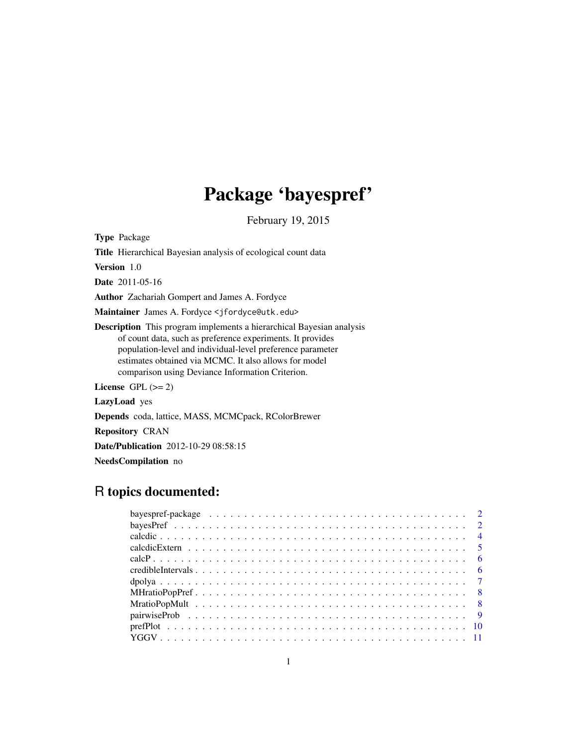# Package 'bayespref'

February 19, 2015

**Type** Package

**Title** Hierarchical Bayesian analysis of ecological count data

**Version** 1.0

**Date** 2011-05-16

**Author** Zachariah Gompert and James A. Fordyce

**Maintainer** James A. Fordyce <jfordyce@utk.edu>

**Description** This program implements a hierarchical Bayesian analysis of count data, such as preference experiments. It provides population-level and individual-level preference parameter estimates obtained via MCMC. It also allows for model comparison using Deviance Information Criterion.

**License** GPL (>= 2)

**LazyLoad** yes

**Depends** coda, lattice, MASS, MCMCpack, RColorBrewer

**Repository** CRAN

**Date/Publication** 2012-10-29 08:58:15

**NeedsCompilation** no

## R topics documented:

| | |
|---|---|
| bayespref-package | 2 |
| bayesPref | 2 |
| calcdic | 4 |
| calcdicExtern | 5 |
| calcP | 6 |
| credibleIntervals | 6 |
| dpolya | 7 |
| MHratioPopPref | 8 |
| MratioPopMult | 8 |
| pairwiseProb | 9 |
| prefPlot | 10 |
| YGGV | 11 |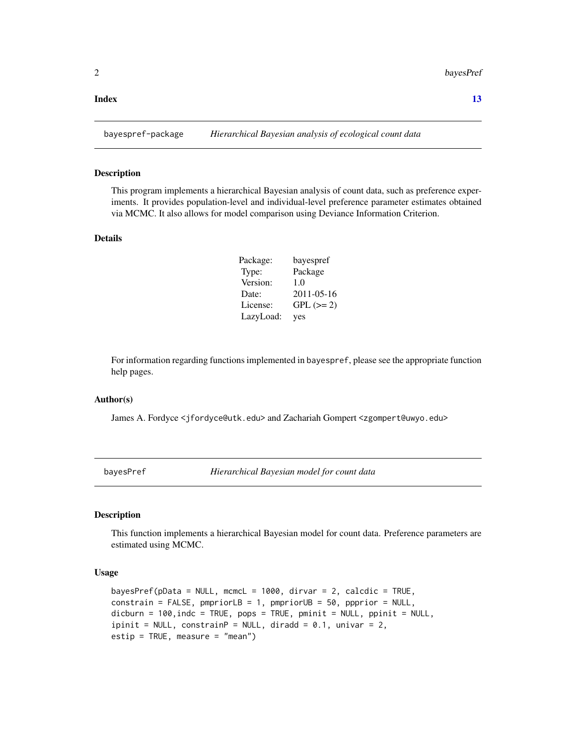**Index** **13**

---

## bayespref-package — *Hierarchical Bayesian analysis of ecological count data*

### Description

This program implements a hierarchical Bayesian analysis of count data, such as preference experiments. It provides population-level and individual-level preference parameter estimates obtained via MCMC. It also allows for model comparison using Deviance Information Criterion.

### Details

| | |
|---|---|
| Package: | bayespref |
| Type: | Package |
| Version: | 1.0 |
| Date: | 2011-05-16 |
| License: | GPL (>= 2) |
| LazyLoad: | yes |

For information regarding functions implemented in `bayespref`, please see the appropriate function help pages.

### Author(s)

James A. Fordyce <jfordyce@utk.edu> and Zachariah Gompert <zgompert@uwyo.edu>

---

## bayesPref — *Hierarchical Bayesian model for count data*

### Description

This function implements a hierarchical Bayesian model for count data. Preference parameters are estimated using MCMC.

### Usage

```
bayesPref(pData = NULL, mcmcL = 1000, dirvar = 2, calcdic = TRUE,
constrain = FALSE, pmpriorLB = 1, pmpriorUB = 50, ppprior = NULL,
dicburn = 100,indc = TRUE, pops = TRUE, pminit = NULL, ppinit = NULL,
ipinit = NULL, constrainP = NULL, diradd = 0.1, univar = 2,
estip = TRUE, measure = "mean")
```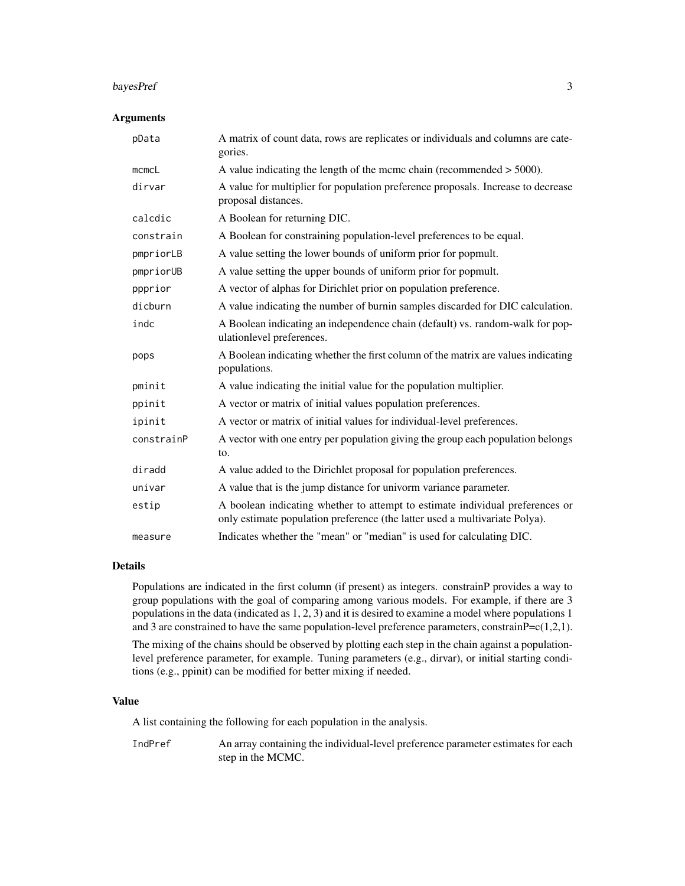## Arguments

| | |
|---|---|
| pData | A matrix of count data, rows are replicates or individuals and columns are categories. |
| mcmcL | A value indicating the length of the mcmc chain (recommended > 5000). |
| dirvar | A value for multiplier for population preference proposals. Increase to decrease proposal distances. |
| calcdic | A Boolean for returning DIC. |
| constrain | A Boolean for constraining population-level preferences to be equal. |
| pmpriorLB | A value setting the lower bounds of uniform prior for popmult. |
| pmpriorUB | A value setting the upper bounds of uniform prior for popmult. |
| ppprior | A vector of alphas for Dirichlet prior on population preference. |
| dicburn | A value indicating the number of burnin samples discarded for DIC calculation. |
| indc | A Boolean indicating an independence chain (default) vs. random-walk for populationlevel preferences. |
| pops | A Boolean indicating whether the first column of the matrix are values indicating populations. |
| pminit | A value indicating the initial value for the population multiplier. |
| ppinit | A vector or matrix of initial values population preferences. |
| ipinit | A vector or matrix of initial values for individual-level preferences. |
| constrainP | A vector with one entry per population giving the group each population belongs to. |
| diradd | A value added to the Dirichlet proposal for population preferences. |
| univar | A value that is the jump distance for univorm variance parameter. |
| estip | A boolean indicating whether to attempt to estimate individual preferences or only estimate population preference (the latter used a multivariate Polya). |
| measure | Indicates whether the "mean" or "median" is used for calculating DIC. |

## Details

Populations are indicated in the first column (if present) as integers. constrainP provides a way to group populations with the goal of comparing among various models. For example, if there are 3 populations in the data (indicated as 1, 2, 3) and it is desired to examine a model where populations 1 and 3 are constrained to have the same population-level preference parameters, constrainP=c(1,2,1).

The mixing of the chains should be observed by plotting each step in the chain against a population-level preference parameter, for example. Tuning parameters (e.g., dirvar), or initial starting conditions (e.g., ppinit) can be modified for better mixing if needed.

## Value

A list containing the following for each population in the analysis.

| | |
|---|---|
| IndPref | An array containing the individual-level preference parameter estimates for each step in the MCMC. |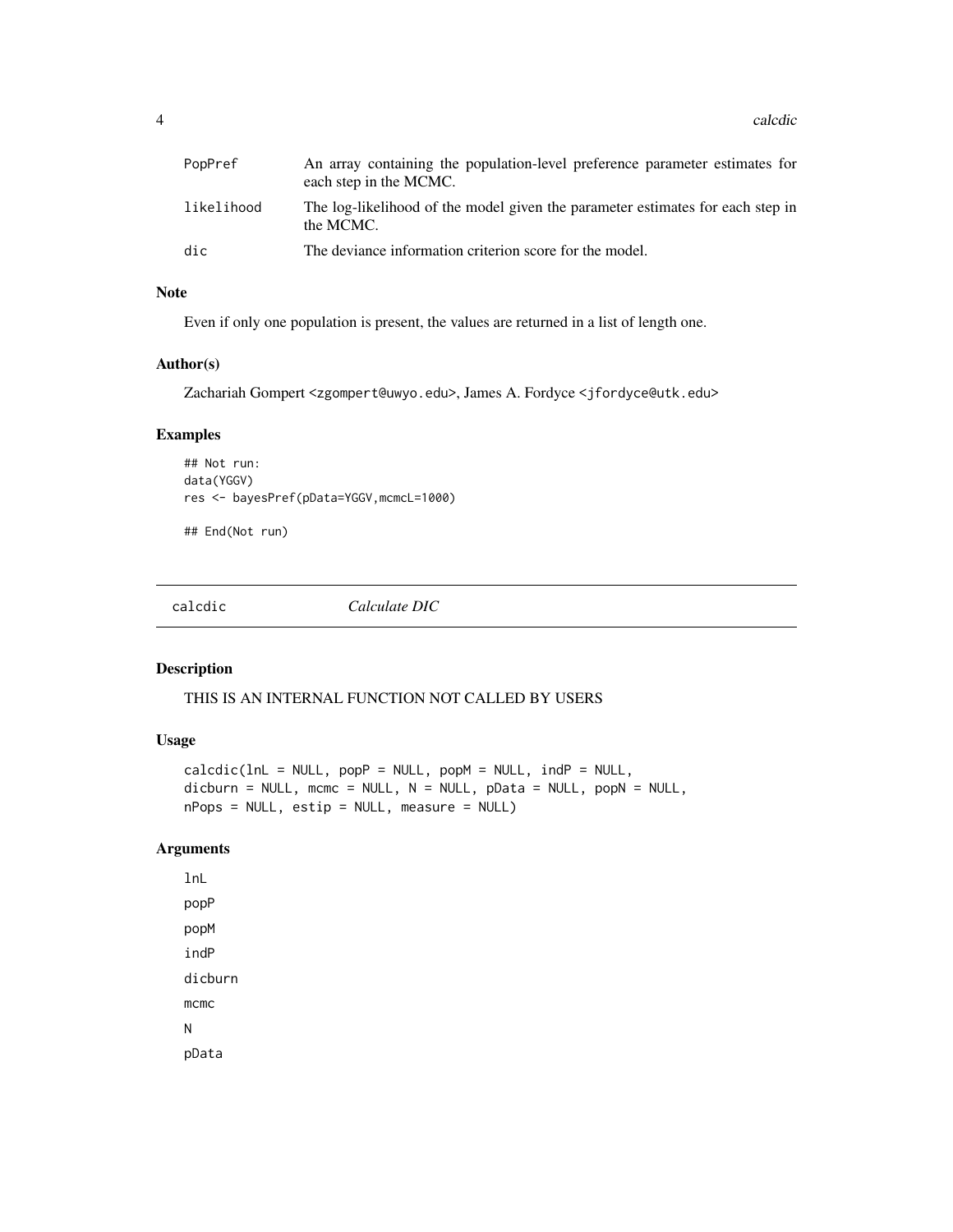| | |
|---|---|
| PopPref | An array containing the population-level preference parameter estimates for each step in the MCMC. |
| likelihood | The log-likelihood of the model given the parameter estimates for each step in the MCMC. |
| dic | The deviance information criterion score for the model. |

### Note

Even if only one population is present, the values are returned in a list of length one.

### Author(s)

Zachariah Gompert <zgompert@uwyo.edu>, James A. Fordyce <jfordyce@utk.edu>

### Examples

```
## Not run:
data(YGGV)
res <- bayesPref(pData=YGGV,mcmcL=1000)

## End(Not run)
```

---

## calcdic — *Calculate DIC*

### Description

THIS IS AN INTERNAL FUNCTION NOT CALLED BY USERS

### Usage

```
calcdic(lnL = NULL, popP = NULL, popM = NULL, indP = NULL,
dicburn = NULL, mcmc = NULL, N = NULL, pData = NULL, popN = NULL,
nPops = NULL, estip = NULL, measure = NULL)
```

### Arguments

lnL

popP

popM

indP

dicburn

mcmc

N

pData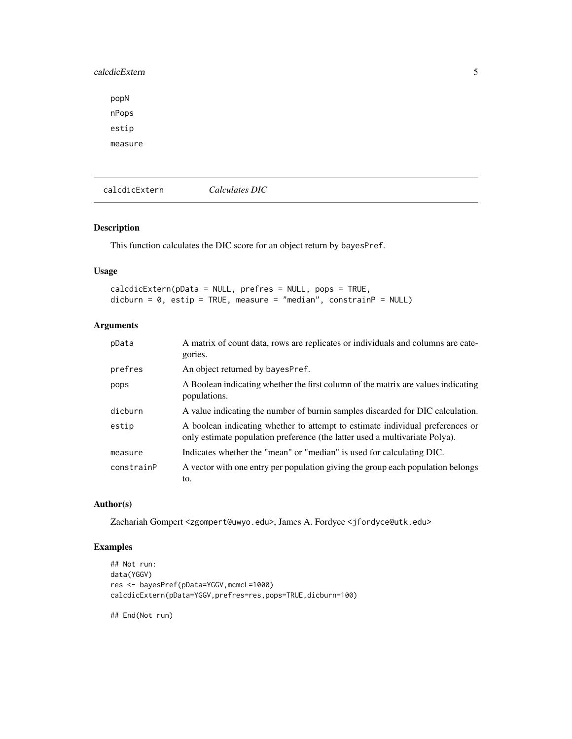popN

nPops

estip

measure

---

calcdicExtern *Calculates DIC*

## Description

This function calculates the DIC score for an object return by bayesPref.

## Usage

```
calcdicExtern(pData = NULL, prefres = NULL, pops = TRUE,
dicburn = 0, estip = TRUE, measure = "median", constrainP = NULL)
```

## Arguments

| | |
|---|---|
| pData | A matrix of count data, rows are replicates or individuals and columns are categories. |
| prefres | An object returned by bayesPref. |
| pops | A Boolean indicating whether the first column of the matrix are values indicating populations. |
| dicburn | A value indicating the number of burnin samples discarded for DIC calculation. |
| estip | A boolean indicating whether to attempt to estimate individual preferences or only estimate population preference (the latter used a multivariate Polya). |
| measure | Indicates whether the "mean" or "median" is used for calculating DIC. |
| constrainP | A vector with one entry per population giving the group each population belongs to. |

## Author(s)

Zachariah Gompert <zgompert@uwyo.edu>, James A. Fordyce <jfordyce@utk.edu>

## Examples

```
## Not run:
data(YGGV)
res <- bayesPref(pData=YGGV,mcmcL=1000)
calcdicExtern(pData=YGGV,prefres=res,pops=TRUE,dicburn=100)

## End(Not run)
```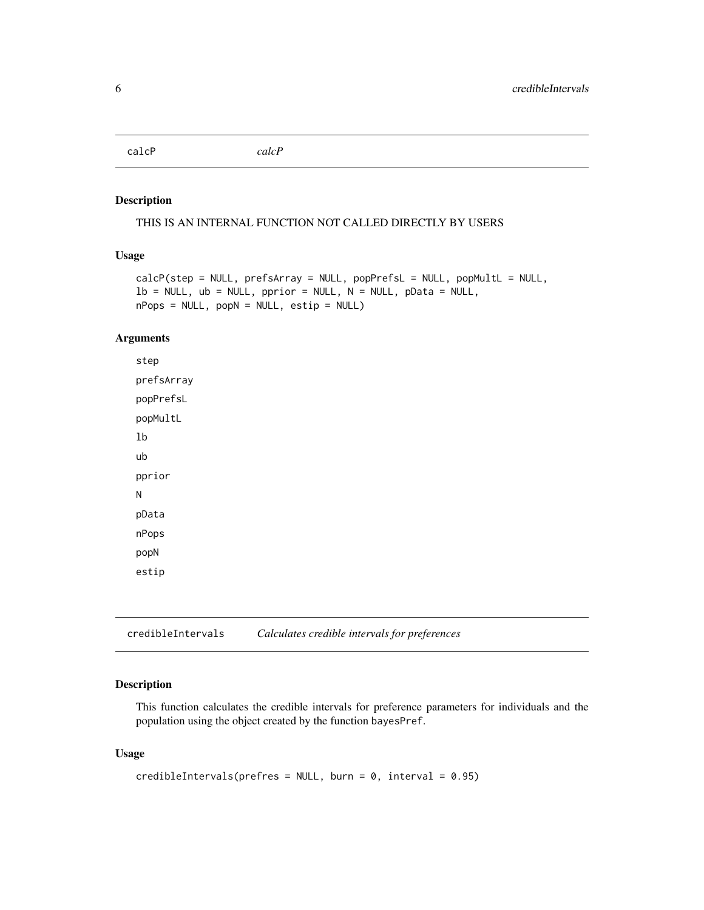## calcP *calcP*

### Description

THIS IS AN INTERNAL FUNCTION NOT CALLED DIRECTLY BY USERS

### Usage

```
calcP(step = NULL, prefsArray = NULL, popPrefsL = NULL, popMultL = NULL,
lb = NULL, ub = NULL, pprior = NULL, N = NULL, pData = NULL,
nPops = NULL, popN = NULL, estip = NULL)
```

### Arguments

```
step
prefsArray
popPrefsL
popMultL
lb
ub
pprior
N
pData
nPops
popN
estip
```

## credibleIntervals *Calculates credible intervals for preferences*

### Description

This function calculates the credible intervals for preference parameters for individuals and the population using the object created by the function bayesPref.

### Usage

```
credibleIntervals(prefres = NULL, burn = 0, interval = 0.95)
```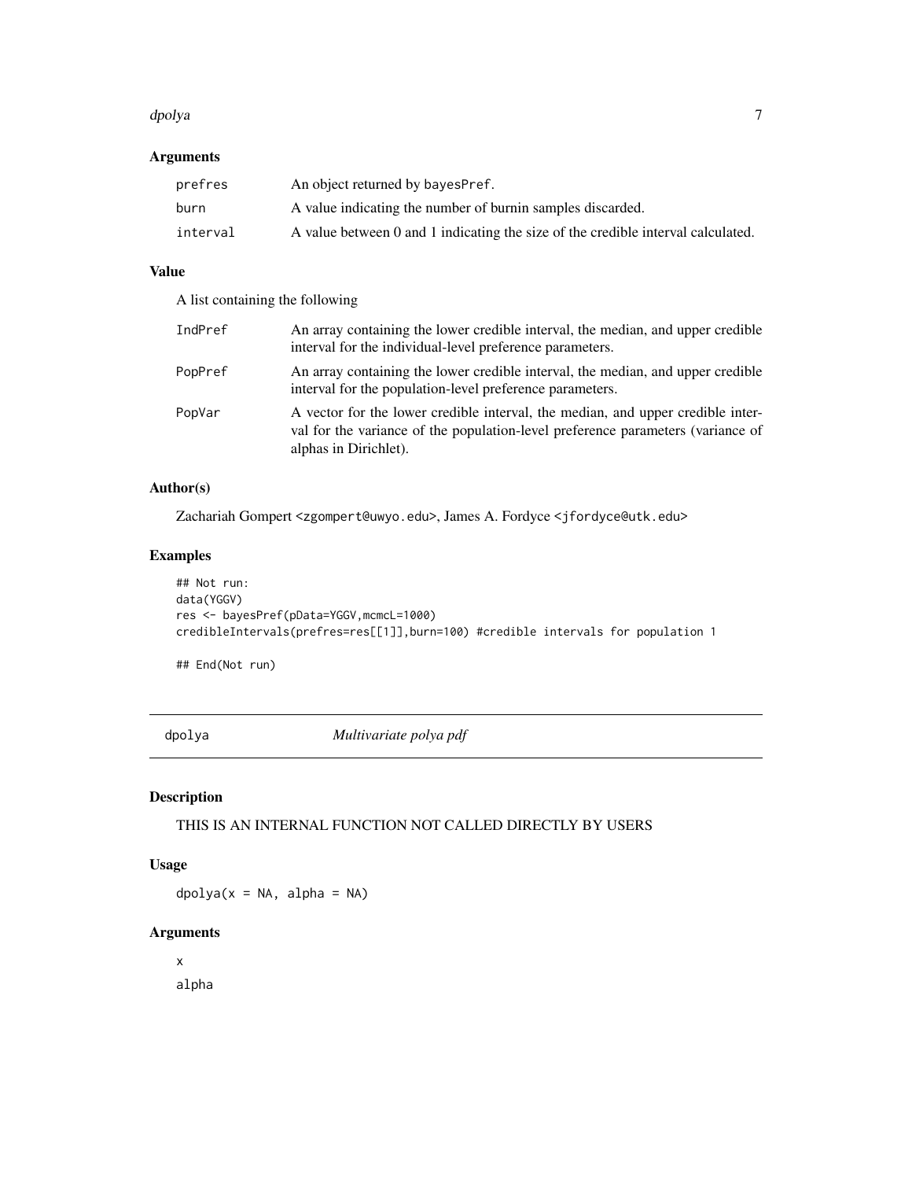### Arguments

| | |
|---|---|
| prefres | An object returned by bayesPref. |
| burn | A value indicating the number of burnin samples discarded. |
| interval | A value between 0 and 1 indicating the size of the credible interval calculated. |

### Value

A list containing the following

| | |
|---|---|
| IndPref | An array containing the lower credible interval, the median, and upper credible interval for the individual-level preference parameters. |
| PopPref | An array containing the lower credible interval, the median, and upper credible interval for the population-level preference parameters. |
| PopVar | A vector for the lower credible interval, the median, and upper credible interval for the variance of the population-level preference parameters (variance of alphas in Dirichlet). |

### Author(s)

Zachariah Gompert <zgompert@uwyo.edu>, James A. Fordyce <jfordyce@utk.edu>

### Examples

```
## Not run:
data(YGGV)
res <- bayesPref(pData=YGGV,mcmcL=1000)
credibleIntervals(prefres=res[[1]],burn=100) #credible intervals for population 1

## End(Not run)
```

---

## dpolya — *Multivariate polya pdf*

### Description

THIS IS AN INTERNAL FUNCTION NOT CALLED DIRECTLY BY USERS

### Usage

```
dpolya(x = NA, alpha = NA)
```

### Arguments

x

alpha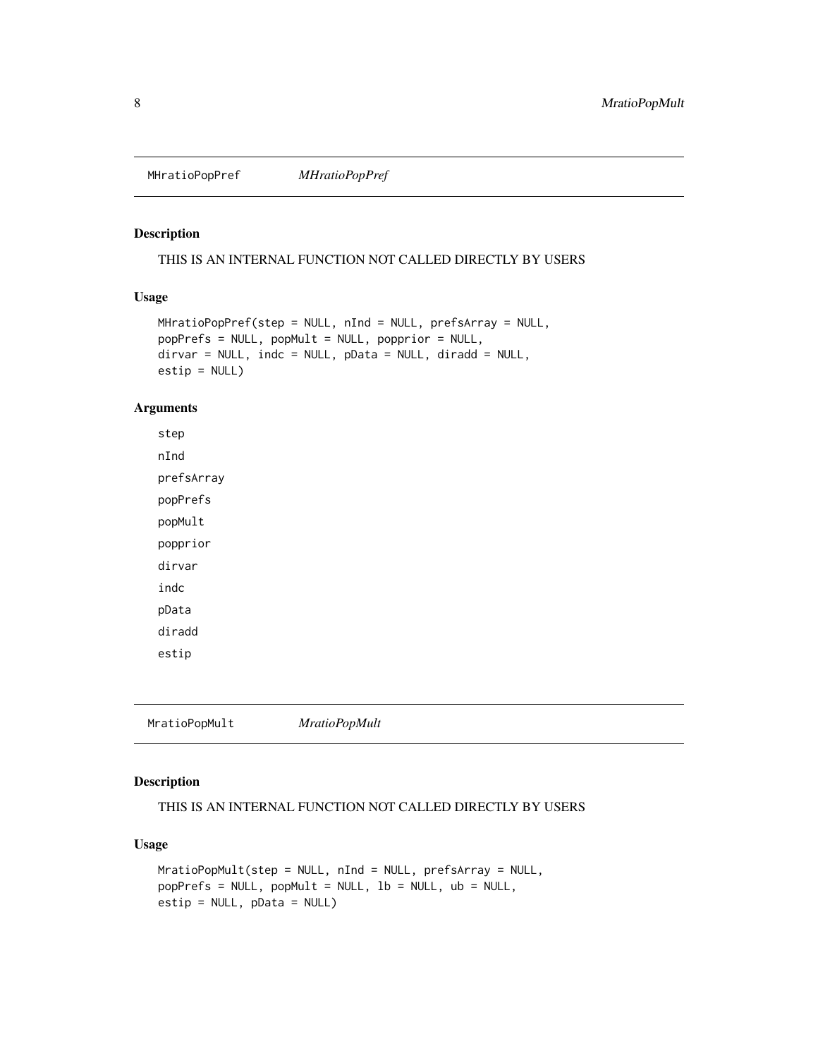## MHratioPopPref *MHratioPopPref*

### Description

THIS IS AN INTERNAL FUNCTION NOT CALLED DIRECTLY BY USERS

### Usage

```
MHratioPopPref(step = NULL, nInd = NULL, prefsArray = NULL,
popPrefs = NULL, popMult = NULL, popprior = NULL,
dirvar = NULL, indc = NULL, pData = NULL, diradd = NULL,
estip = NULL)
```

### Arguments

step

nInd

prefsArray

popPrefs

popMult

popprior

dirvar

indc

pData

diradd

estip

## MratioPopMult *MratioPopMult*

### Description

THIS IS AN INTERNAL FUNCTION NOT CALLED DIRECTLY BY USERS

### Usage

```
MratioPopMult(step = NULL, nInd = NULL, prefsArray = NULL,
popPrefs = NULL, popMult = NULL, lb = NULL, ub = NULL,
estip = NULL, pData = NULL)
```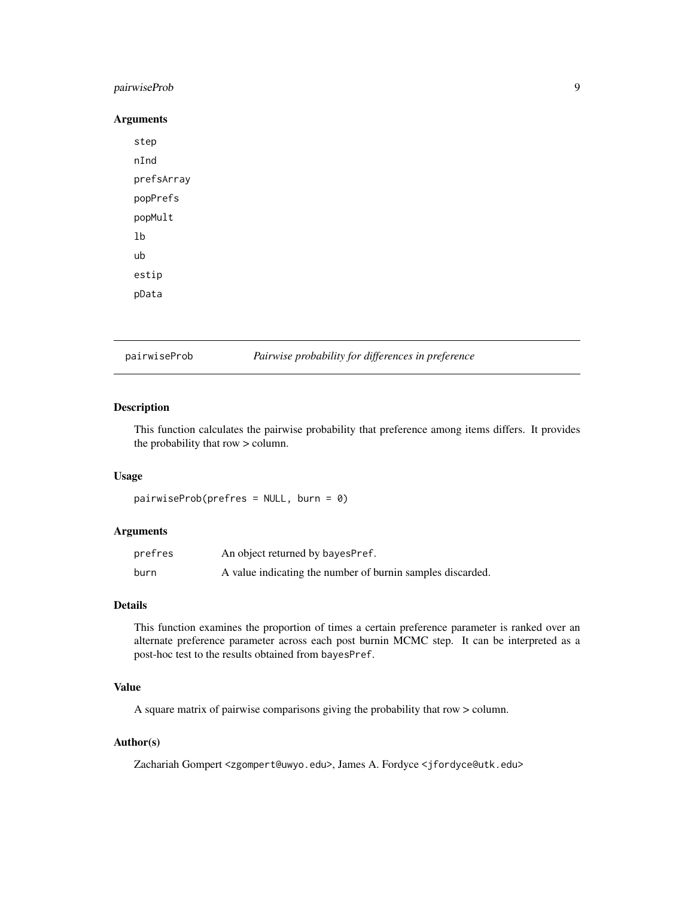### Arguments

step
nInd
prefsArray
popPrefs
popMult
lb
ub
estip
pData

---

## pairwiseProb — *Pairwise probability for differences in preference*

---

### Description

This function calculates the pairwise probability that preference among items differs. It provides the probability that row > column.

### Usage

```
pairwiseProb(prefres = NULL, burn = 0)
```

### Arguments

| | |
|---|---|
| prefres | An object returned by bayesPref. |
| burn | A value indicating the number of burnin samples discarded. |

### Details

This function examines the proportion of times a certain preference parameter is ranked over an alternate preference parameter across each post burnin MCMC step. It can be interpreted as a post-hoc test to the results obtained from bayesPref.

### Value

A square matrix of pairwise comparisons giving the probability that row > column.

### Author(s)

Zachariah Gompert <zgompert@uwyo.edu>, James A. Fordyce <jfordyce@utk.edu>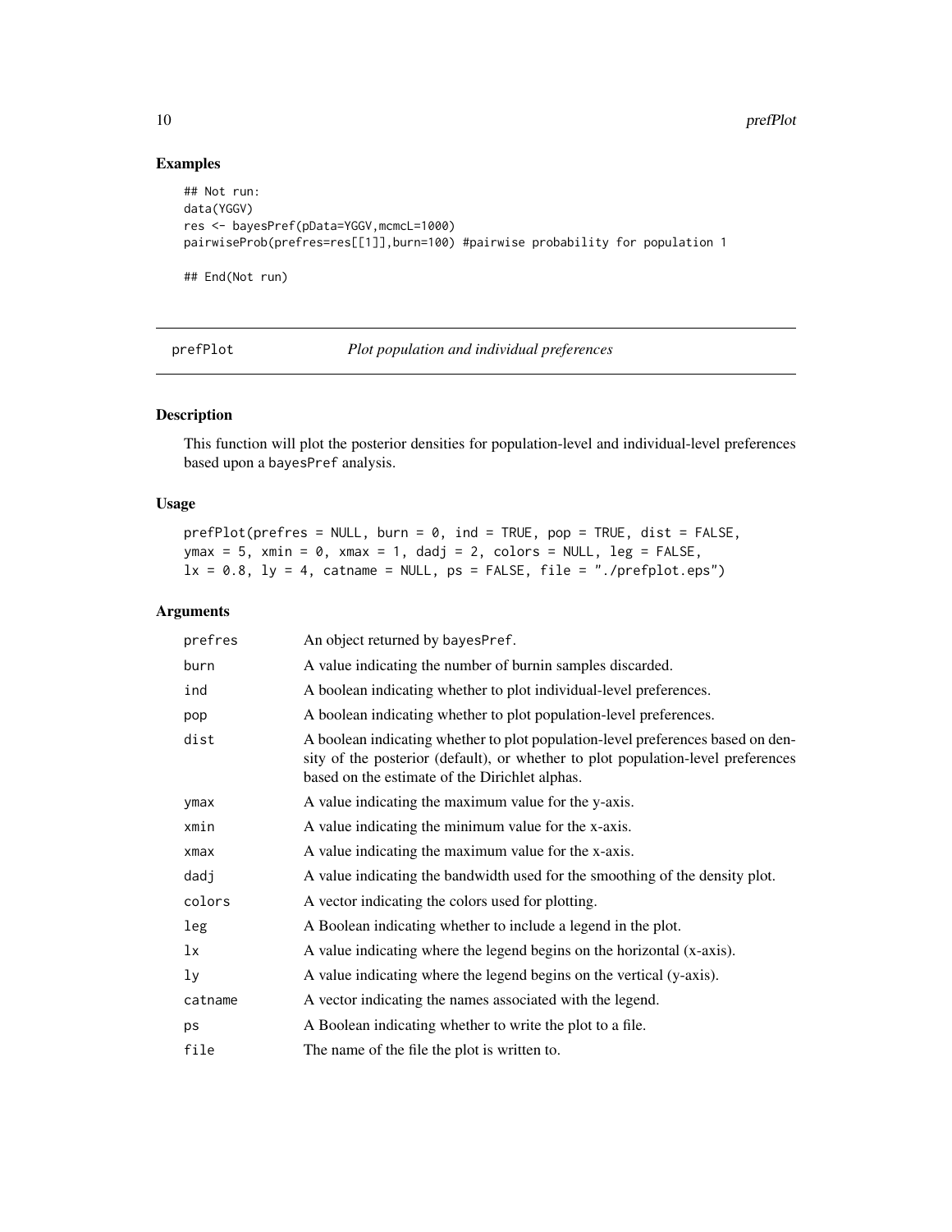### Examples

```
## Not run:
data(YGGV)
res <- bayesPref(pData=YGGV,mcmcL=1000)
pairwiseProb(prefres=res[[1]],burn=100) #pairwise probability for population 1

## End(Not run)
```

---

## prefPlot &nbsp;&nbsp;&nbsp;&nbsp;&nbsp;&nbsp; *Plot population and individual preferences*

---

### Description

This function will plot the posterior densities for population-level and individual-level preferences based upon a `bayesPref` analysis.

### Usage

```
prefPlot(prefres = NULL, burn = 0, ind = TRUE, pop = TRUE, dist = FALSE,
ymax = 5, xmin = 0, xmax = 1, dadj = 2, colors = NULL, leg = FALSE,
lx = 0.8, ly = 4, catname = NULL, ps = FALSE, file = "./prefplot.eps")
```

### Arguments

| | |
|---|---|
| `prefres` | An object returned by `bayesPref`. |
| `burn` | A value indicating the number of burnin samples discarded. |
| `ind` | A boolean indicating whether to plot individual-level preferences. |
| `pop` | A boolean indicating whether to plot population-level preferences. |
| `dist` | A boolean indicating whether to plot population-level preferences based on density of the posterior (default), or whether to plot population-level preferences based on the estimate of the Dirichlet alphas. |
| `ymax` | A value indicating the maximum value for the y-axis. |
| `xmin` | A value indicating the minimum value for the x-axis. |
| `xmax` | A value indicating the maximum value for the x-axis. |
| `dadj` | A value indicating the bandwidth used for the smoothing of the density plot. |
| `colors` | A vector indicating the colors used for plotting. |
| `leg` | A Boolean indicating whether to include a legend in the plot. |
| `lx` | A value indicating where the legend begins on the horizontal (x-axis). |
| `ly` | A value indicating where the legend begins on the vertical (y-axis). |
| `catname` | A vector indicating the names associated with the legend. |
| `ps` | A Boolean indicating whether to write the plot to a file. |
| `file` | The name of the file the plot is written to. |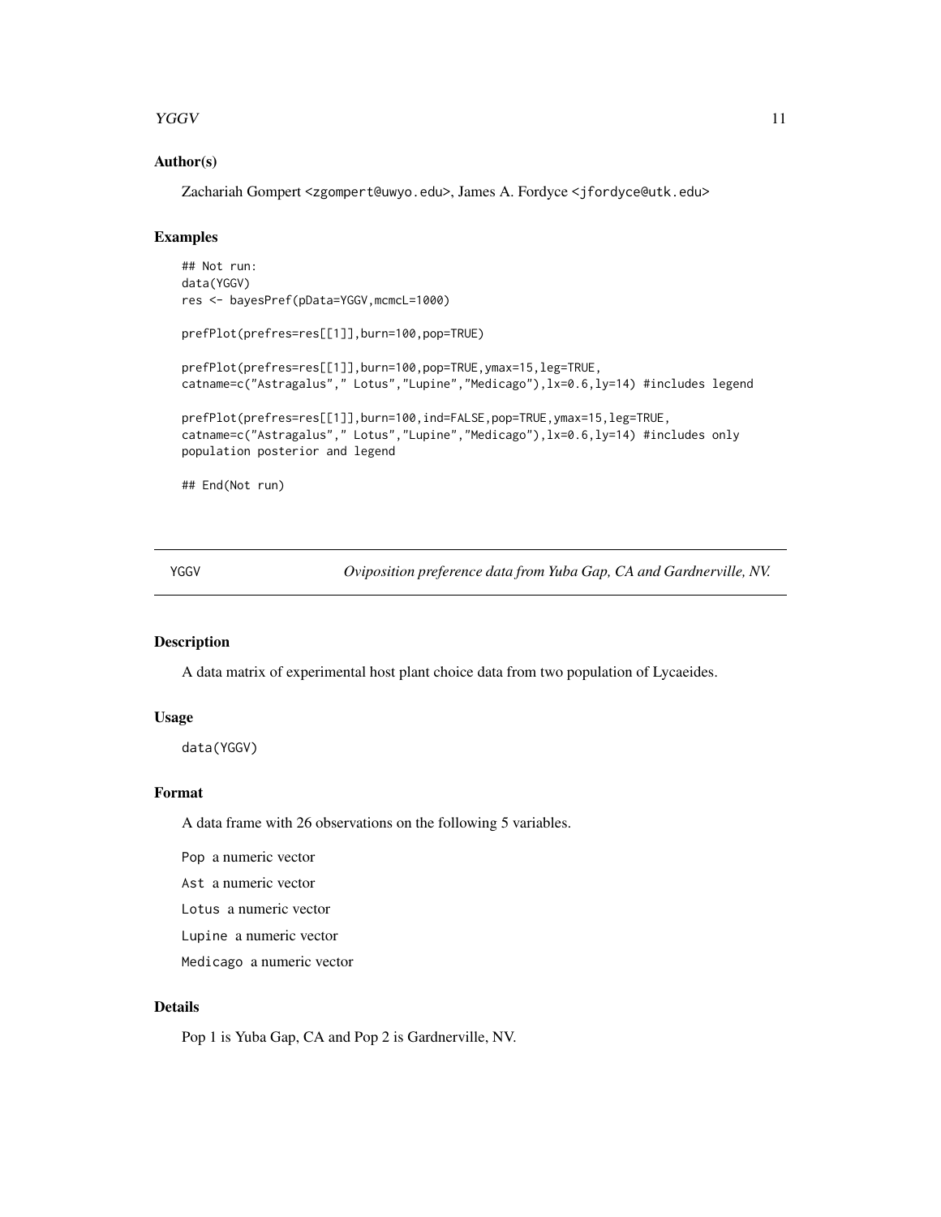### Author(s)

Zachariah Gompert <zgompert@uwyo.edu>, James A. Fordyce <jfordyce@utk.edu>

### Examples

```
## Not run:
data(YGGV)
res <- bayesPref(pData=YGGV,mcmcL=1000)

prefPlot(prefres=res[[1]],burn=100,pop=TRUE)

prefPlot(prefres=res[[1]],burn=100,pop=TRUE,ymax=15,leg=TRUE,
catname=c("Astragalus"," Lotus","Lupine","Medicago"),lx=0.6,ly=14) #includes legend

prefPlot(prefres=res[[1]],burn=100,ind=FALSE,pop=TRUE,ymax=15,leg=TRUE,
catname=c("Astragalus"," Lotus","Lupine","Medicago"),lx=0.6,ly=14) #includes only
population posterior and legend

## End(Not run)
```

---

## YGGV — *Oviposition preference data from Yuba Gap, CA and Gardnerville, NV.*

### Description

A data matrix of experimental host plant choice data from two population of Lycaeides.

### Usage

```
data(YGGV)
```

### Format

A data frame with 26 observations on the following 5 variables.

- `Pop` a numeric vector
- `Ast` a numeric vector
- `Lotus` a numeric vector
- `Lupine` a numeric vector
- `Medicago` a numeric vector

### Details

Pop 1 is Yuba Gap, CA and Pop 2 is Gardnerville, NV.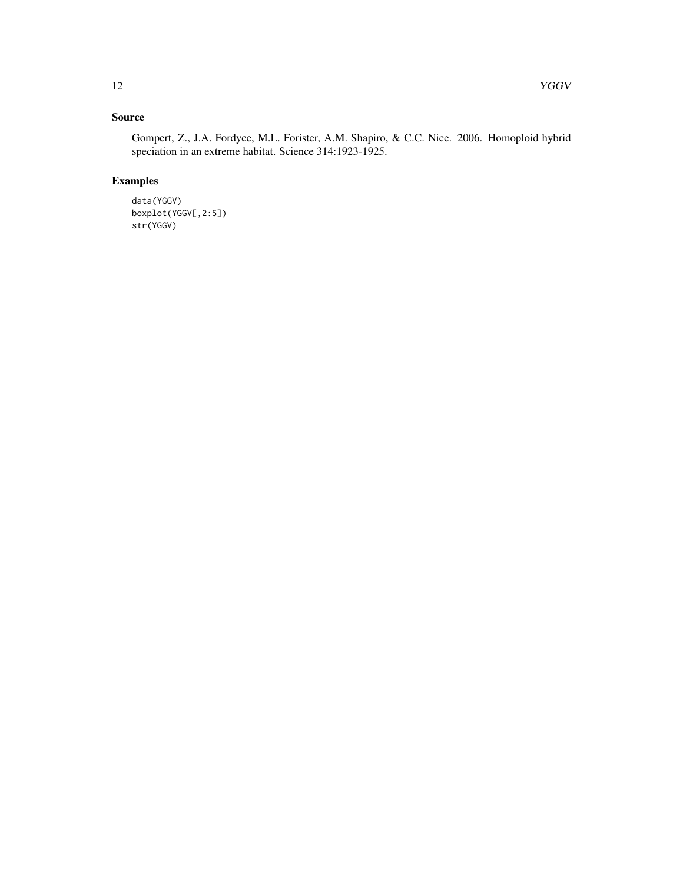## Source

Gompert, Z., J.A. Fordyce, M.L. Forister, A.M. Shapiro, & C.C. Nice. 2006. Homoploid hybrid speciation in an extreme habitat. Science 314:1923-1925.

## Examples

```
data(YGGV)
boxplot(YGGV[,2:5])
str(YGGV)
```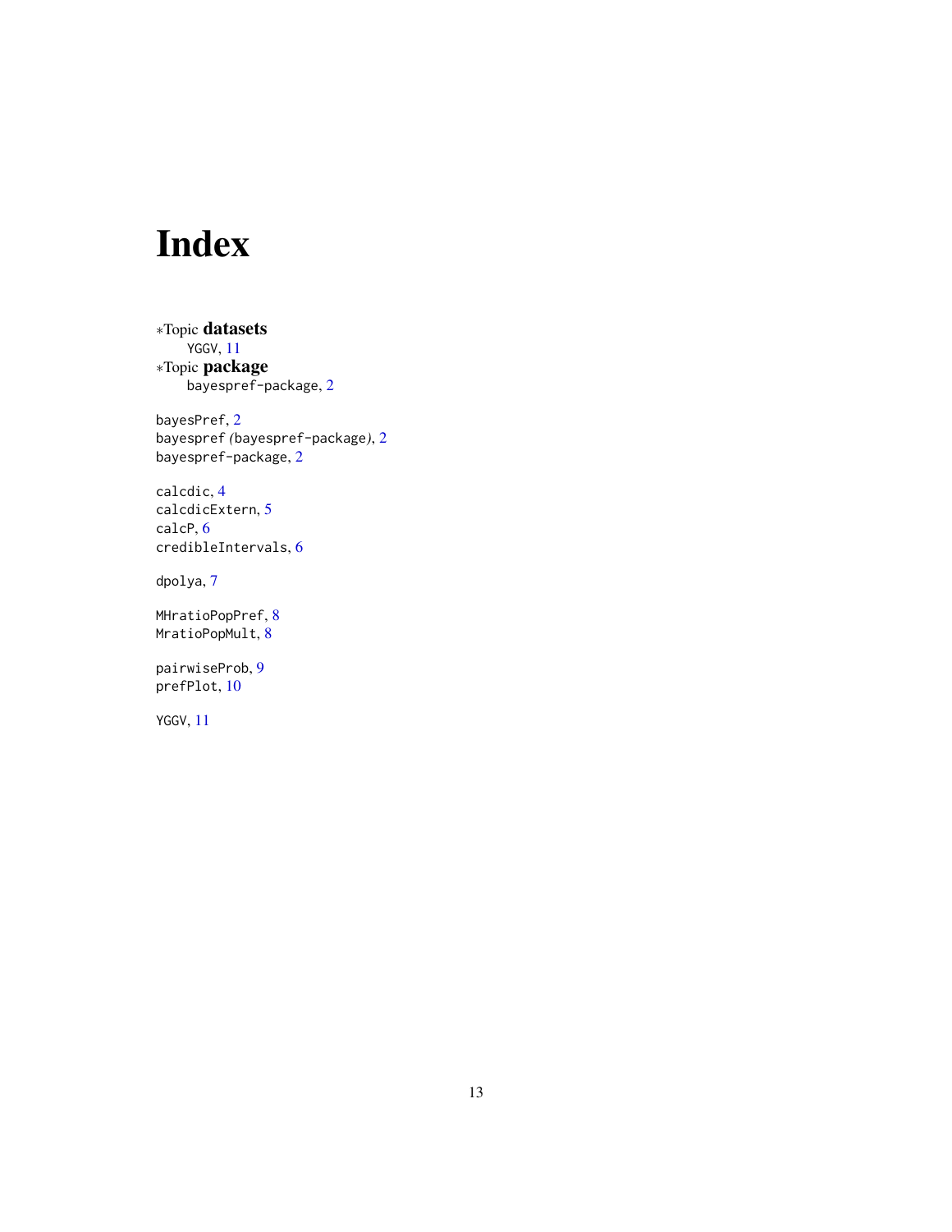# Index

*Topic **datasets**
    YGGV, 11
*Topic **package**
    bayespref-package, 2

bayesPref, 2
bayespref *(*bayespref-package*)*, 2
bayespref-package, 2

calcdic, 4
calcdicExtern, 5
calcP, 6
credibleIntervals, 6

dpolya, 7

MHratioPopPref, 8
MratioPopMult, 8

pairwiseProb, 9
prefPlot, 10

YGGV, 11